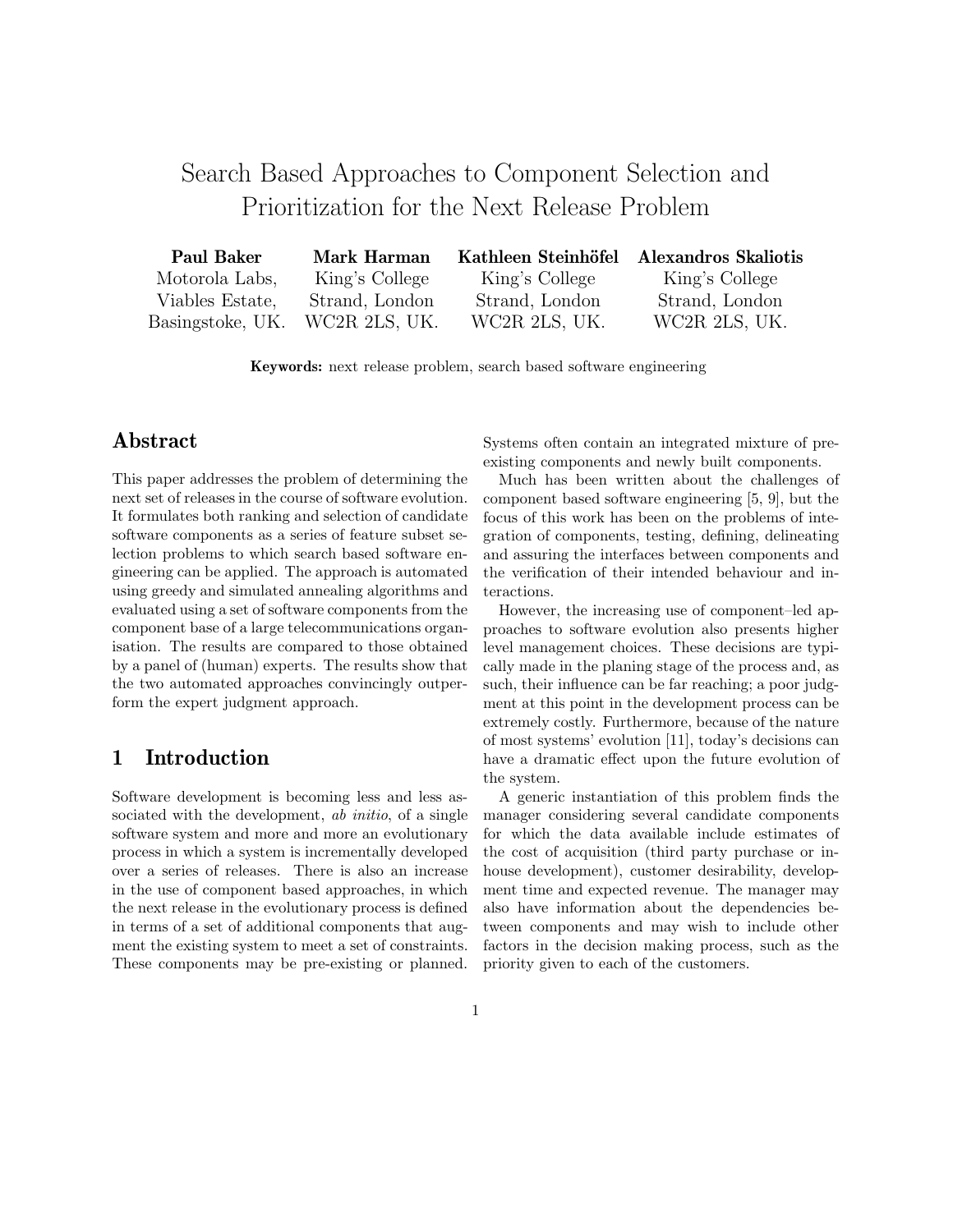# Search Based Approaches to Component Selection and Prioritization for the Next Release Problem

| **Paul Baker** | **Mark Harman** | **Kathleen Steinhöfel** | **Alexandros Skaliotis** |
|---|---|---|---|
| Motorola Labs, | King's College | King's College | King's College |
| Viables Estate, | Strand, London | Strand, London | Strand, London |
| Basingstoke, UK. | WC2R 2LS, UK. | WC2R 2LS, UK. | WC2R 2LS, UK. |

**Keywords:** next release problem, search based software engineering

## Abstract

This paper addresses the problem of determining the next set of releases in the course of software evolution. It formulates both ranking and selection of candidate software components as a series of feature subset selection problems to which search based software engineering can be applied. The approach is automated using greedy and simulated annealing algorithms and evaluated using a set of software components from the component base of a large telecommunications organisation. The results are compared to those obtained by a panel of (human) experts. The results show that the two automated approaches convincingly outperform the expert judgment approach.

## 1 Introduction

Software development is becoming less and less associated with the development, *ab initio*, of a single software system and more and more an evolutionary process in which a system is incrementally developed over a series of releases. There is also an increase in the use of component based approaches, in which the next release in the evolutionary process is defined in terms of a set of additional components that augment the existing system to meet a set of constraints. These components may be pre-existing or planned. Systems often contain an integrated mixture of pre-existing components and newly built components.

Much has been written about the challenges of component based software engineering [5, 9], but the focus of this work has been on the problems of integration of components, testing, defining, delineating and assuring the interfaces between components and the verification of their intended behaviour and interactions.

However, the increasing use of component–led approaches to software evolution also presents higher level management choices. These decisions are typically made in the planing stage of the process and, as such, their influence can be far reaching; a poor judgment at this point in the development process can be extremely costly. Furthermore, because of the nature of most systems' evolution [11], today's decisions can have a dramatic effect upon the future evolution of the system.

A generic instantiation of this problem finds the manager considering several candidate components for which the data available include estimates of the cost of acquisition (third party purchase or in-house development), customer desirability, development time and expected revenue. The manager may also have information about the dependencies between components and may wish to include other factors in the decision making process, such as the priority given to each of the customers.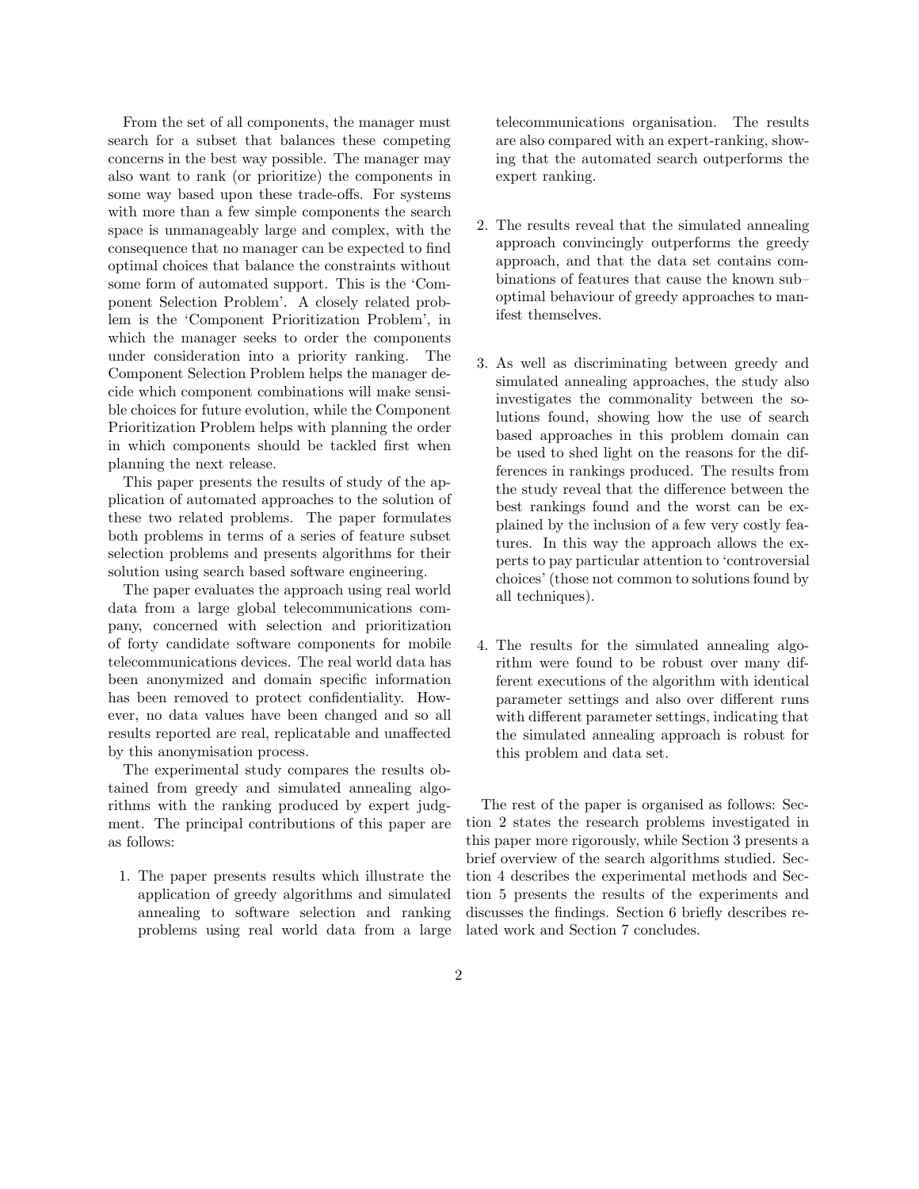From the set of all components, the manager must search for a subset that balances these competing concerns in the best way possible. The manager may also want to rank (or prioritize) the components in some way based upon these trade-offs. For systems with more than a few simple components the search space is unmanageably large and complex, with the consequence that no manager can be expected to find optimal choices that balance the constraints without some form of automated support. This is the 'Component Selection Problem'. A closely related problem is the 'Component Prioritization Problem', in which the manager seeks to order the components under consideration into a priority ranking. The Component Selection Problem helps the manager decide which component combinations will make sensible choices for future evolution, while the Component Prioritization Problem helps with planning the order in which components should be tackled first when planning the next release.

This paper presents the results of study of the application of automated approaches to the solution of these two related problems. The paper formulates both problems in terms of a series of feature subset selection problems and presents algorithms for their solution using search based software engineering.

The paper evaluates the approach using real world data from a large global telecommunications company, concerned with selection and prioritization of forty candidate software components for mobile telecommunications devices. The real world data has been anonymized and domain specific information has been removed to protect confidentiality. However, no data values have been changed and so all results reported are real, replicatable and unaffected by this anonymisation process.

The experimental study compares the results obtained from greedy and simulated annealing algorithms with the ranking produced by expert judgment. The principal contributions of this paper are as follows:

1. The paper presents results which illustrate the application of greedy algorithms and simulated annealing to software selection and ranking problems using real world data from a large telecommunications organisation. The results are also compared with an expert-ranking, showing that the automated search outperforms the expert ranking.

2. The results reveal that the simulated annealing approach convincingly outperforms the greedy approach, and that the data set contains combinations of features that cause the known sub–optimal behaviour of greedy approaches to manifest themselves.

3. As well as discriminating between greedy and simulated annealing approaches, the study also investigates the commonality between the solutions found, showing how the use of search based approaches in this problem domain can be used to shed light on the reasons for the differences in rankings produced. The results from the study reveal that the difference between the best rankings found and the worst can be explained by the inclusion of a few very costly features. In this way the approach allows the experts to pay particular attention to 'controversial choices' (those not common to solutions found by all techniques).

4. The results for the simulated annealing algorithm were found to be robust over many different executions of the algorithm with identical parameter settings and also over different runs with different parameter settings, indicating that the simulated annealing approach is robust for this problem and data set.

The rest of the paper is organised as follows: Section 2 states the research problems investigated in this paper more rigorously, while Section 3 presents a brief overview of the search algorithms studied. Section 4 describes the experimental methods and Section 5 presents the results of the experiments and discusses the findings. Section 6 briefly describes related work and Section 7 concludes.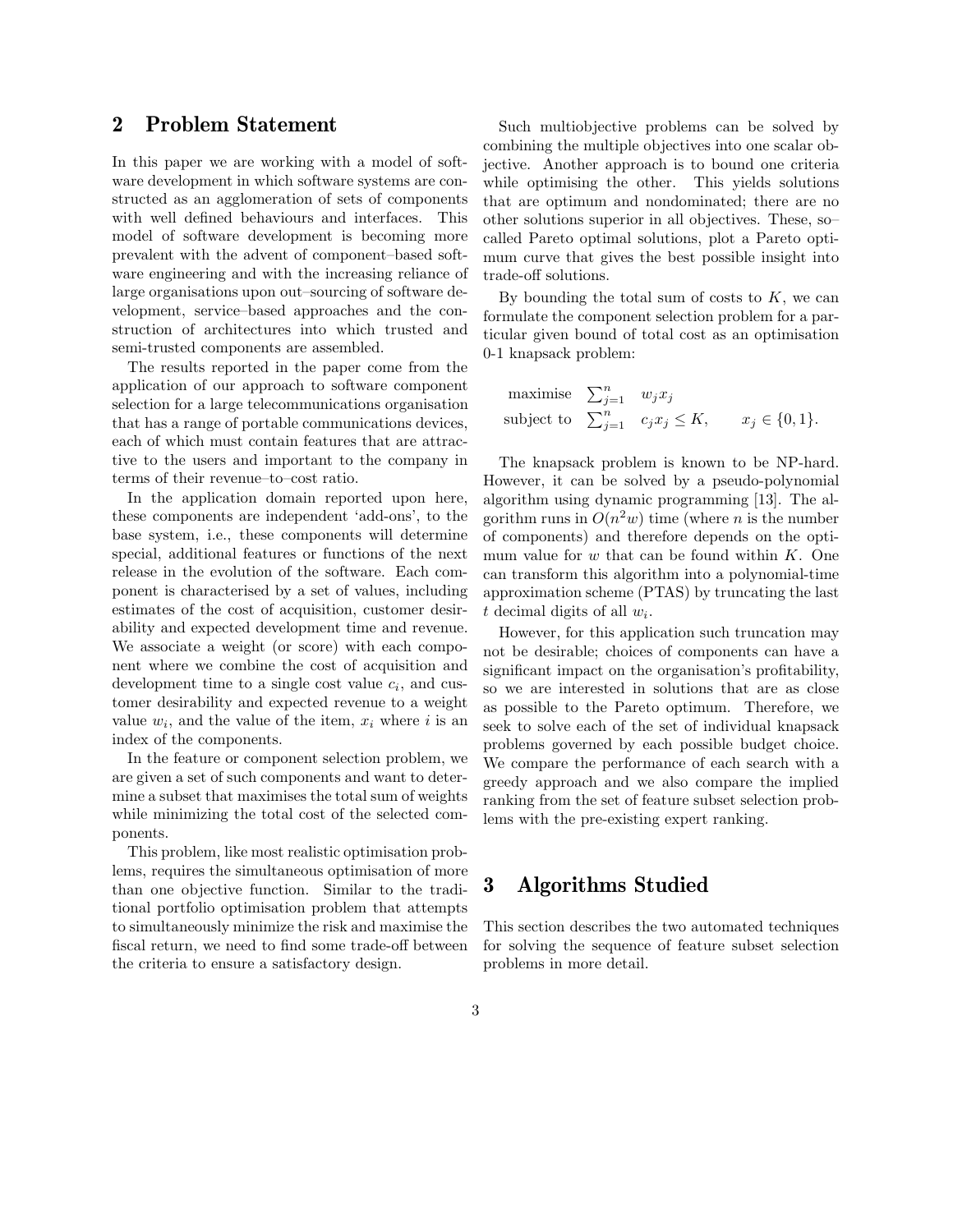## 2 Problem Statement

In this paper we are working with a model of software development in which software systems are constructed as an agglomeration of sets of components with well defined behaviours and interfaces. This model of software development is becoming more prevalent with the advent of component–based software engineering and with the increasing reliance of large organisations upon out–sourcing of software development, service–based approaches and the construction of architectures into which trusted and semi-trusted components are assembled.

The results reported in the paper come from the application of our approach to software component selection for a large telecommunications organisation that has a range of portable communications devices, each of which must contain features that are attractive to the users and important to the company in terms of their revenue–to–cost ratio.

In the application domain reported upon here, these components are independent 'add-ons', to the base system, i.e., these components will determine special, additional features or functions of the next release in the evolution of the software. Each component is characterised by a set of values, including estimates of the cost of acquisition, customer desirability and expected development time and revenue. We associate a weight (or score) with each component where we combine the cost of acquisition and development time to a single cost value $c_i$, and customer desirability and expected revenue to a weight value $w_i$, and the value of the item, $x_i$ where $i$ is an index of the components.

In the feature or component selection problem, we are given a set of such components and want to determine a subset that maximises the total sum of weights while minimizing the total cost of the selected components.

This problem, like most realistic optimisation problems, requires the simultaneous optimisation of more than one objective function. Similar to the traditional portfolio optimisation problem that attempts to simultaneously minimize the risk and maximise the fiscal return, we need to find some trade-off between the criteria to ensure a satisfactory design.

Such multiobjective problems can be solved by combining the multiple objectives into one scalar objective. Another approach is to bound one criteria while optimising the other. This yields solutions that are optimum and nondominated; there are no other solutions superior in all objectives. These, so–called Pareto optimal solutions, plot a Pareto optimum curve that gives the best possible insight into trade-off solutions.

By bounding the total sum of costs to $K$, we can formulate the component selection problem for a particular given bound of total cost as an optimisation 0-1 knapsack problem:

$$\begin{array}{lll} \text{maximise} & \sum_{j=1}^{n} & w_j x_j \\ \text{subject to} & \sum_{j=1}^{n} & c_j x_j \leq K, \qquad x_j \in \{0,1\}. \end{array}$$

The knapsack problem is known to be NP-hard. However, it can be solved by a pseudo-polynomial algorithm using dynamic programming [13]. The algorithm runs in $O(n^2 w)$ time (where $n$ is the number of components) and therefore depends on the optimum value for $w$ that can be found within $K$. One can transform this algorithm into a polynomial-time approximation scheme (PTAS) by truncating the last $t$ decimal digits of all $w_i$.

However, for this application such truncation may not be desirable; choices of components can have a significant impact on the organisation's profitability, so we are interested in solutions that are as close as possible to the Pareto optimum. Therefore, we seek to solve each of the set of individual knapsack problems governed by each possible budget choice. We compare the performance of each search with a greedy approach and we also compare the implied ranking from the set of feature subset selection problems with the pre-existing expert ranking.

## 3 Algorithms Studied

This section describes the two automated techniques for solving the sequence of feature subset selection problems in more detail.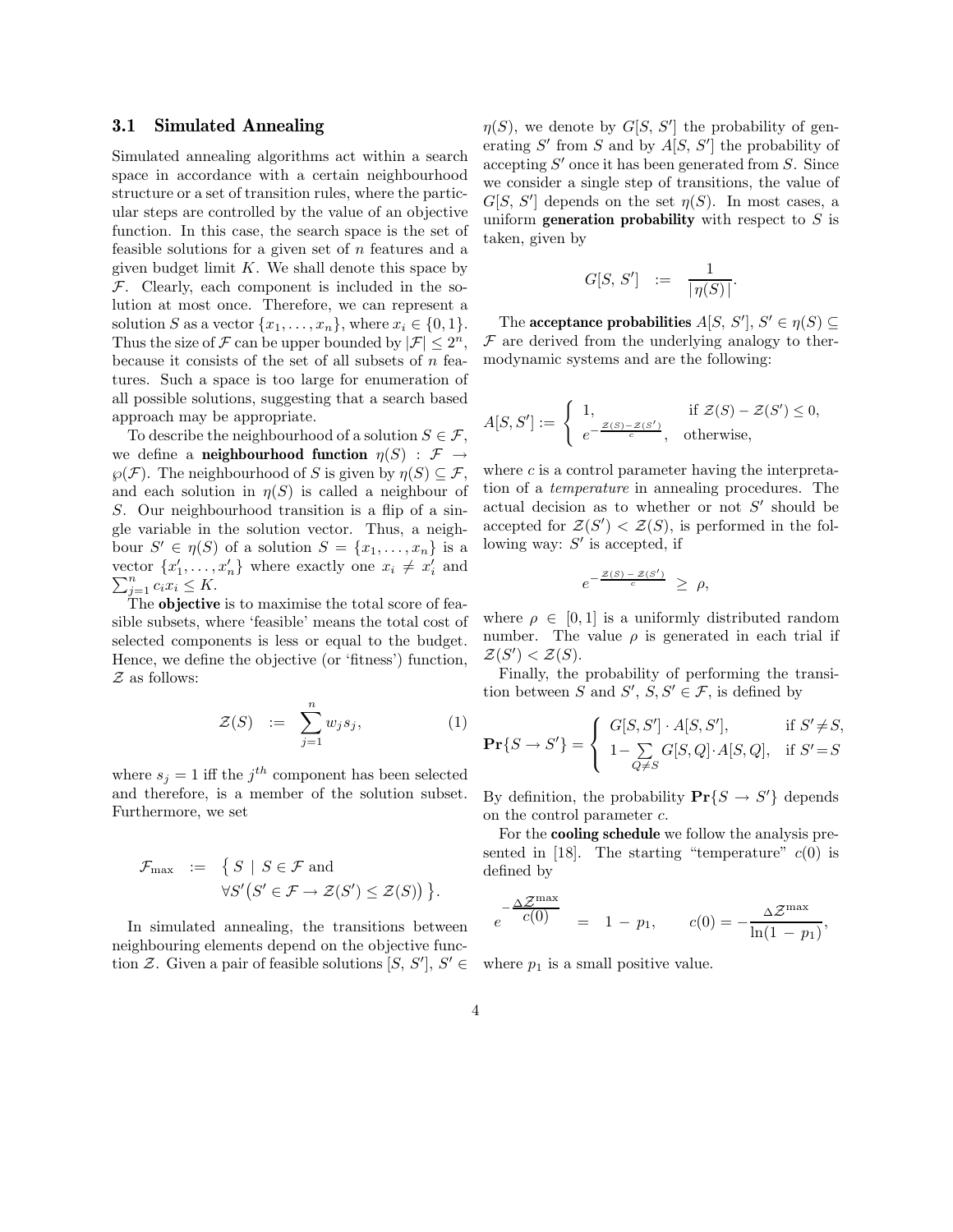### 3.1 Simulated Annealing

Simulated annealing algorithms act within a search space in accordance with a certain neighbourhood structure or a set of transition rules, where the particular steps are controlled by the value of an objective function. In this case, the search space is the set of feasible solutions for a given set of $n$ features and a given budget limit $K$. We shall denote this space by $\mathcal{F}$. Clearly, each component is included in the solution at most once. Therefore, we can represent a solution $S$ as a vector $\{x_1, \ldots, x_n\}$, where $x_i \in \{0, 1\}$. Thus the size of $\mathcal{F}$ can be upper bounded by $|\mathcal{F}| \leq 2^n$, because it consists of the set of all subsets of $n$ features. Such a space is too large for enumeration of all possible solutions, suggesting that a search based approach may be appropriate.

To describe the neighbourhood of a solution $S \in \mathcal{F}$, we define a **neighbourhood function** $\eta(S) : \mathcal{F} \rightarrow \wp(\mathcal{F})$. The neighbourhood of $S$ is given by $\eta(S) \subseteq \mathcal{F}$, and each solution in $\eta(S)$ is called a neighbour of $S$. Our neighbourhood transition is a flip of a single variable in the solution vector. Thus, a neighbour $S' \in \eta(S)$ of a solution $S = \{x_1, \ldots, x_n\}$ is a vector $\{x'_1, \ldots, x'_n\}$ where exactly one $x_i \neq x'_i$ and $\sum_{j=1}^{n} c_i x_i \leq K$.

The **objective** is to maximise the total score of feasible subsets, where 'feasible' means the total cost of selected components is less or equal to the budget. Hence, we define the objective (or 'fitness') function, $\mathcal{Z}$ as follows:

$$\mathcal{Z}(S) \quad := \quad \sum_{j=1}^{n} w_j s_j, \tag{1}$$

where $s_j = 1$ iff the $j^{th}$ component has been selected and therefore, is a member of the solution subset. Furthermore, we set

$$\mathcal{F}_{\max} \quad := \quad \big\{ \, S \; | \; S \in \mathcal{F} \text{ and } \forall S' \big( S' \in \mathcal{F} \rightarrow \mathcal{Z}(S') \leq \mathcal{Z}(S) \big) \, \big\}.$$

In simulated annealing, the transitions between neighbouring elements depend on the objective function $\mathcal{Z}$. Given a pair of feasible solutions $[S, S']$, $S' \in \eta(S)$, we denote by $G[S, S']$ the probability of generating $S'$ from $S$ and by $A[S, S']$ the probability of accepting $S'$ once it has been generated from $S$. Since we consider a single step of transitions, the value of $G[S, S']$ depends on the set $\eta(S)$. In most cases, a uniform **generation probability** with respect to $S$ is taken, given by

$$G[S, S'] \quad := \quad \frac{1}{|\,\eta(S)\,|}.$$

The **acceptance probabilities** $A[S, S']$, $S' \in \eta(S) \subseteq \mathcal{F}$ are derived from the underlying analogy to thermodynamic systems and are the following:

$$A[S, S'] := \begin{cases} 1, & \text{if } \mathcal{Z}(S) - \mathcal{Z}(S') \leq 0, \\ e^{-\frac{\mathcal{Z}(S) - \mathcal{Z}(S')}{c}}, & \text{otherwise,} \end{cases}$$

where $c$ is a control parameter having the interpretation of a *temperature* in annealing procedures. The actual decision as to whether or not $S'$ should be accepted for $\mathcal{Z}(S') < \mathcal{Z}(S)$, is performed in the following way: $S'$ is accepted, if

$$e^{-\frac{\mathcal{Z}(S) \, - \, \mathcal{Z}(S')}{c}} \;\geq\; \rho,$$

where $\rho \in [0, 1]$ is a uniformly distributed random number. The value $\rho$ is generated in each trial if $\mathcal{Z}(S') < \mathcal{Z}(S)$.

Finally, the probability of performing the transition between $S$ and $S'$, $S, S' \in \mathcal{F}$, is defined by

$$\mathbf{Pr}\{S \rightarrow S'\} = \begin{cases} G[S, S'] \cdot A[S, S'], & \text{if } S' \neq S, \\ 1 - \sum\limits_{Q \neq S} G[S, Q] \cdot A[S, Q], & \text{if } S' = S \end{cases}$$

By definition, the probability $\mathbf{Pr}\{S \rightarrow S'\}$ depends on the control parameter $c$.

For the **cooling schedule** we follow the analysis presented in [18]. The starting "temperature" $c(0)$ is defined by

$$e^{-\frac{\Delta \mathcal{Z}^{\max}}{c(0)}} \quad = \quad 1 \, - \, p_1, \qquad c(0) = -\frac{\Delta \mathcal{Z}^{\max}}{\ln(1 \, - \, p_1)},$$

where $p_1$ is a small positive value.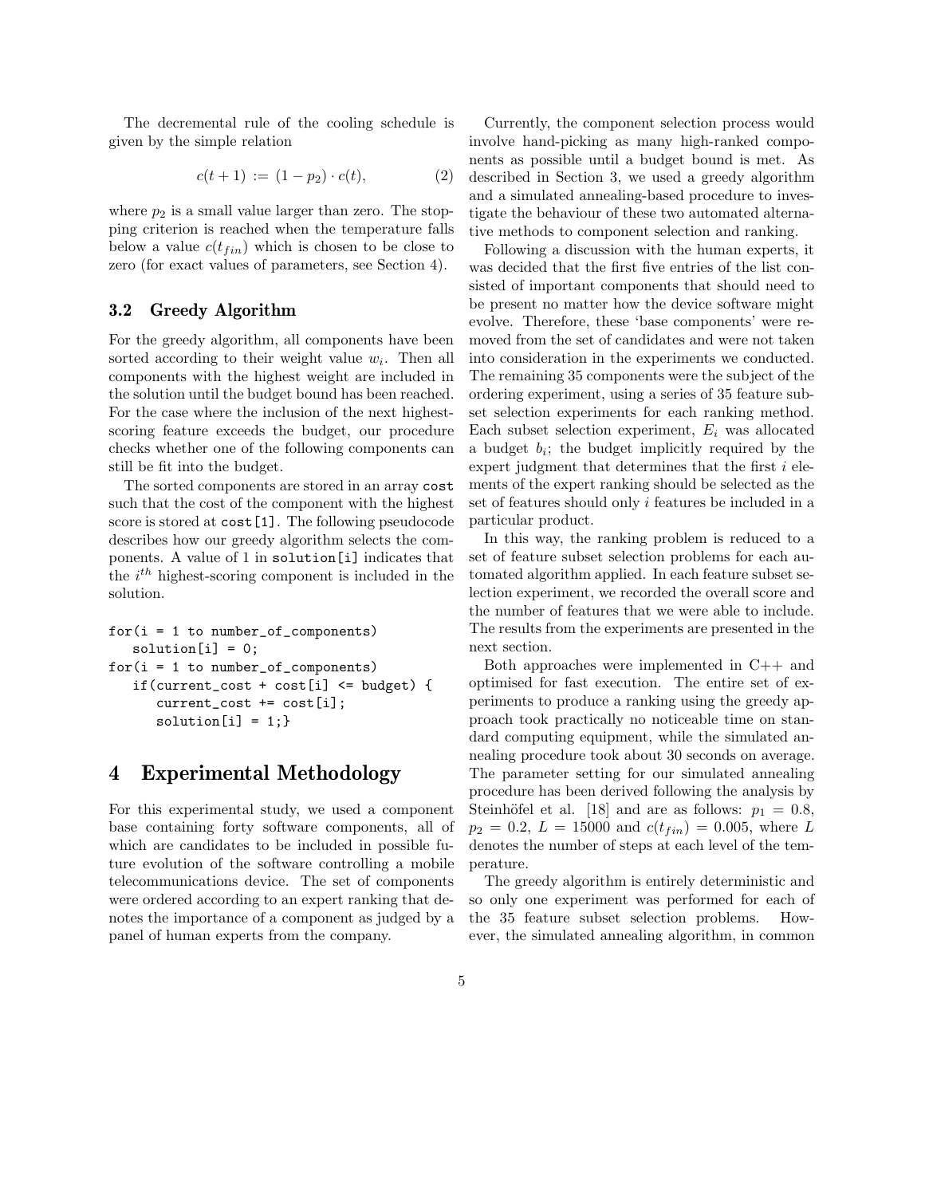The decremental rule of the cooling schedule is given by the simple relation

$$c(t+1) := (1 - p_2) \cdot c(t), \tag{2}$$

where $p_2$ is a small value larger than zero. The stopping criterion is reached when the temperature falls below a value $c(t_{fin})$ which is chosen to be close to zero (for exact values of parameters, see Section 4).

### 3.2 Greedy Algorithm

For the greedy algorithm, all components have been sorted according to their weight value $w_i$. Then all components with the highest weight are included in the solution until the budget bound has been reached. For the case where the inclusion of the next highest-scoring feature exceeds the budget, our procedure checks whether one of the following components can still be fit into the budget.

The sorted components are stored in an array `cost` such that the cost of the component with the highest score is stored at `cost[1]`. The following pseudocode describes how our greedy algorithm selects the components. A value of 1 in `solution[i]` indicates that the $i^{th}$ highest-scoring component is included in the solution.

```
for(i = 1 to number_of_components)
   solution[i] = 0;
for(i = 1 to number_of_components)
   if(current_cost + cost[i] <= budget) {
      current_cost += cost[i];
      solution[i] = 1;}
```

## 4 Experimental Methodology

For this experimental study, we used a component base containing forty software components, all of which are candidates to be included in possible future evolution of the software controlling a mobile telecommunications device. The set of components were ordered according to an expert ranking that denotes the importance of a component as judged by a panel of human experts from the company.

Currently, the component selection process would involve hand-picking as many high-ranked components as possible until a budget bound is met. As described in Section 3, we used a greedy algorithm and a simulated annealing-based procedure to investigate the behaviour of these two automated alternative methods to component selection and ranking.

Following a discussion with the human experts, it was decided that the first five entries of the list consisted of important components that should need to be present no matter how the device software might evolve. Therefore, these 'base components' were removed from the set of candidates and were not taken into consideration in the experiments we conducted. The remaining 35 components were the subject of the ordering experiment, using a series of 35 feature subset selection experiments for each ranking method. Each subset selection experiment, $E_i$ was allocated a budget $b_i$; the budget implicitly required by the expert judgment that determines that the first $i$ elements of the expert ranking should be selected as the set of features should only $i$ features be included in a particular product.

In this way, the ranking problem is reduced to a set of feature subset selection problems for each automated algorithm applied. In each feature subset selection experiment, we recorded the overall score and the number of features that we were able to include. The results from the experiments are presented in the next section.

Both approaches were implemented in C++ and optimised for fast execution. The entire set of experiments to produce a ranking using the greedy approach took practically no noticeable time on standard computing equipment, while the simulated annealing procedure took about 30 seconds on average. The parameter setting for our simulated annealing procedure has been derived following the analysis by Steinhöfel et al. [18] and are as follows: $p_1 = 0.8$, $p_2 = 0.2$, $L = 15000$ and $c(t_{fin}) = 0.005$, where $L$ denotes the number of steps at each level of the temperature.

The greedy algorithm is entirely deterministic and so only one experiment was performed for each of the 35 feature subset selection problems. However, the simulated annealing algorithm, in common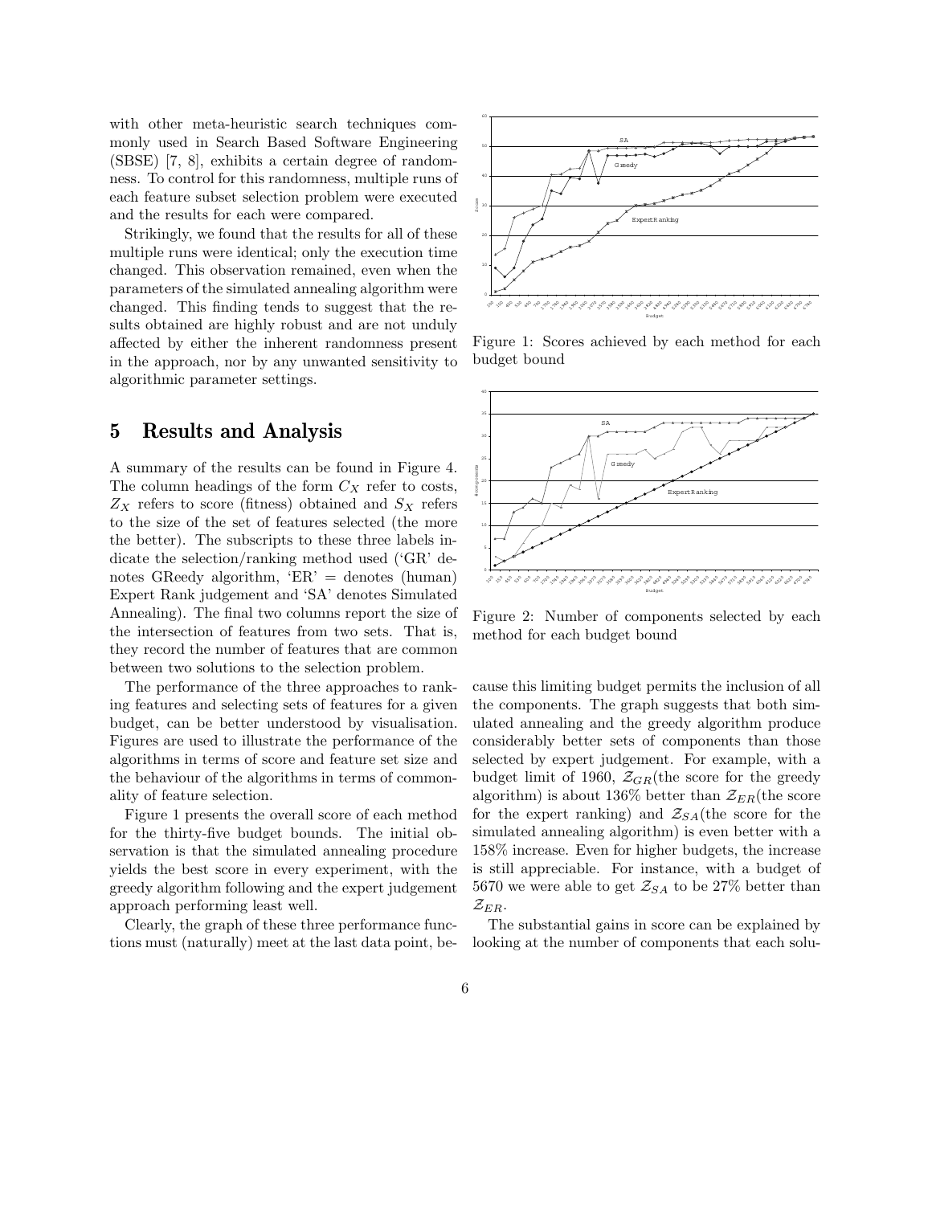with other meta-heuristic search techniques commonly used in Search Based Software Engineering (SBSE) [7, 8], exhibits a certain degree of randomness. To control for this randomness, multiple runs of each feature subset selection problem were executed and the results for each were compared.

Strikingly, we found that the results for all of these multiple runs were identical; only the execution time changed. This observation remained, even when the parameters of the simulated annealing algorithm were changed. This finding tends to suggest that the results obtained are highly robust and are not unduly affected by either the inherent randomness present in the approach, nor by any unwanted sensitivity to algorithmic parameter settings.

## 5 Results and Analysis

A summary of the results can be found in Figure 4. The column headings of the form $C_X$ refer to costs, $Z_X$ refers to score (fitness) obtained and $S_X$ refers to the size of the set of features selected (the more the better). The subscripts to these three labels indicate the selection/ranking method used ('GR' denotes GReedy algorithm, 'ER' = denotes (human) Expert Rank judgement and 'SA' denotes Simulated Annealing). The final two columns report the size of the intersection of features from two sets. That is, they record the number of features that are common between two solutions to the selection problem.

The performance of the three approaches to ranking features and selecting sets of features for a given budget, can be better understood by visualisation. Figures are used to illustrate the performance of the algorithms in terms of score and feature set size and the behaviour of the algorithms in terms of commonality of feature selection.

Figure 1 presents the overall score of each method for the thirty-five budget bounds. The initial observation is that the simulated annealing procedure yields the best score in every experiment, with the greedy algorithm following and the expert judgement approach performing least well.

Clearly, the graph of these three performance functions must (naturally) meet at the last data point, because this limiting budget permits the inclusion of all the components. The graph suggests that both simulated annealing and the greedy algorithm produce considerably better sets of components than those selected by expert judgement. For example, with a budget limit of 1960, $\mathcal{Z}_{GR}$(the score for the greedy algorithm) is about 136% better than $\mathcal{Z}_{ER}$(the score for the expert ranking) and $\mathcal{Z}_{SA}$(the score for the simulated annealing algorithm) is even better with a 158% increase. Even for higher budgets, the increase is still appreciable. For instance, with a budget of 5670 we were able to get $\mathcal{Z}_{SA}$ to be 27% better than $\mathcal{Z}_{ER}$.

The substantial gains in score can be explained by looking at the number of components that each solu-

Figure 1: Scores achieved by each method for each budget bound

Figure 2: Number of components selected by each method for each budget bound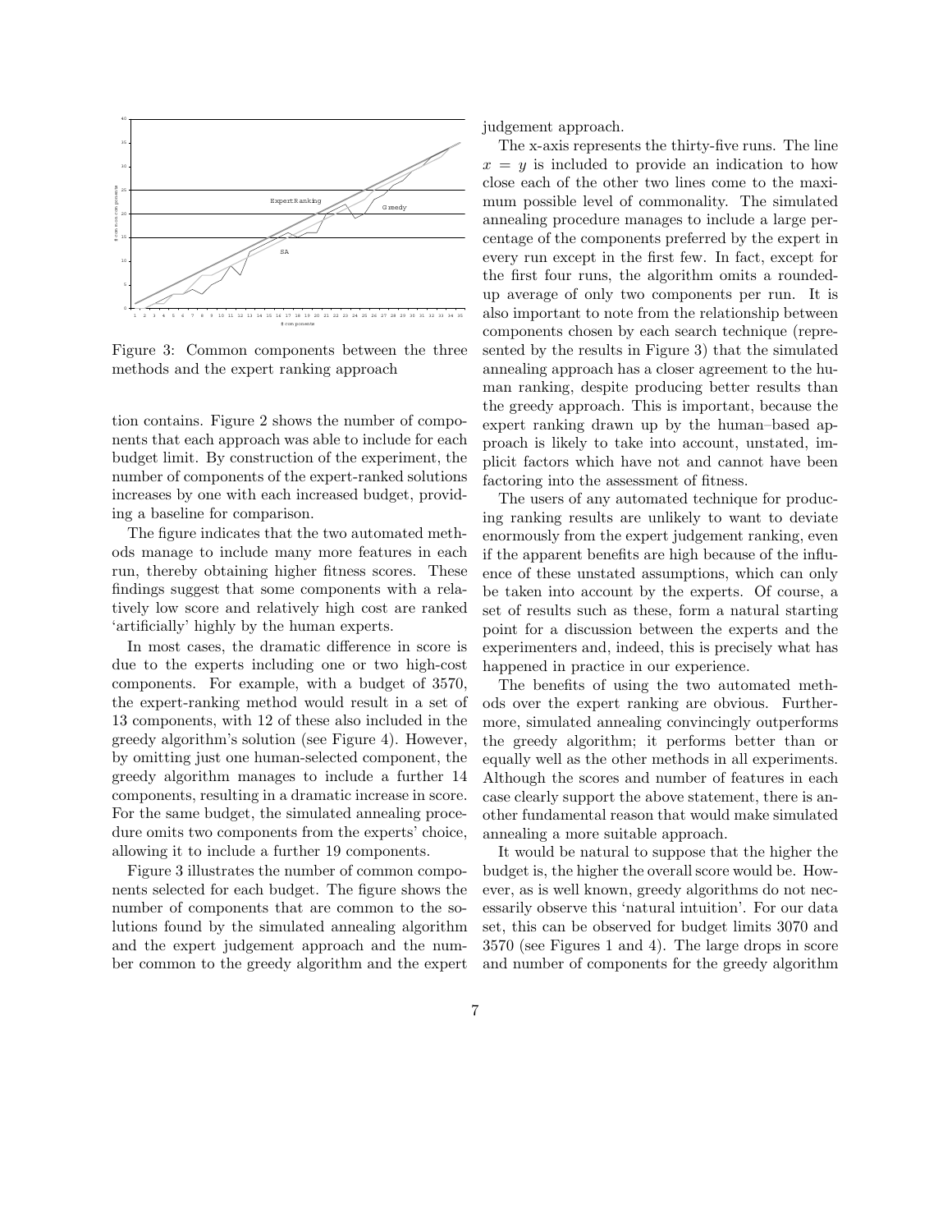Figure 3: Common components between the three methods and the expert ranking approach

tion contains. Figure 2 shows the number of components that each approach was able to include for each budget limit. By construction of the experiment, the number of components of the expert-ranked solutions increases by one with each increased budget, providing a baseline for comparison.

The figure indicates that the two automated methods manage to include many more features in each run, thereby obtaining higher fitness scores. These findings suggest that some components with a relatively low score and relatively high cost are ranked 'artificially' highly by the human experts.

In most cases, the dramatic difference in score is due to the experts including one or two high-cost components. For example, with a budget of 3570, the expert-ranking method would result in a set of 13 components, with 12 of these also included in the greedy algorithm's solution (see Figure 4). However, by omitting just one human-selected component, the greedy algorithm manages to include a further 14 components, resulting in a dramatic increase in score. For the same budget, the simulated annealing procedure omits two components from the experts' choice, allowing it to include a further 19 components.

Figure 3 illustrates the number of common components selected for each budget. The figure shows the number of components that are common to the solutions found by the simulated annealing algorithm and the expert judgement approach and the number common to the greedy algorithm and the expert judgement approach.

The x-axis represents the thirty-five runs. The line $x = y$ is included to provide an indication to how close each of the other two lines come to the maximum possible level of commonality. The simulated annealing procedure manages to include a large percentage of the components preferred by the expert in every run except in the first few. In fact, except for the first four runs, the algorithm omits a rounded-up average of only two components per run. It is also important to note from the relationship between components chosen by each search technique (represented by the results in Figure 3) that the simulated annealing approach has a closer agreement to the human ranking, despite producing better results than the greedy approach. This is important, because the expert ranking drawn up by the human–based approach is likely to take into account, unstated, implicit factors which have not and cannot have been factoring into the assessment of fitness.

The users of any automated technique for producing ranking results are unlikely to want to deviate enormously from the expert judgement ranking, even if the apparent benefits are high because of the influence of these unstated assumptions, which can only be taken into account by the experts. Of course, a set of results such as these, form a natural starting point for a discussion between the experts and the experimenters and, indeed, this is precisely what has happened in practice in our experience.

The benefits of using the two automated methods over the expert ranking are obvious. Furthermore, simulated annealing convincingly outperforms the greedy algorithm; it performs better than or equally well as the other methods in all experiments. Although the scores and number of features in each case clearly support the above statement, there is another fundamental reason that would make simulated annealing a more suitable approach.

It would be natural to suppose that the higher the budget is, the higher the overall score would be. However, as is well known, greedy algorithms do not necessarily observe this 'natural intuition'. For our data set, this can be observed for budget limits 3070 and 3570 (see Figures 1 and 4). The large drops in score and number of components for the greedy algorithm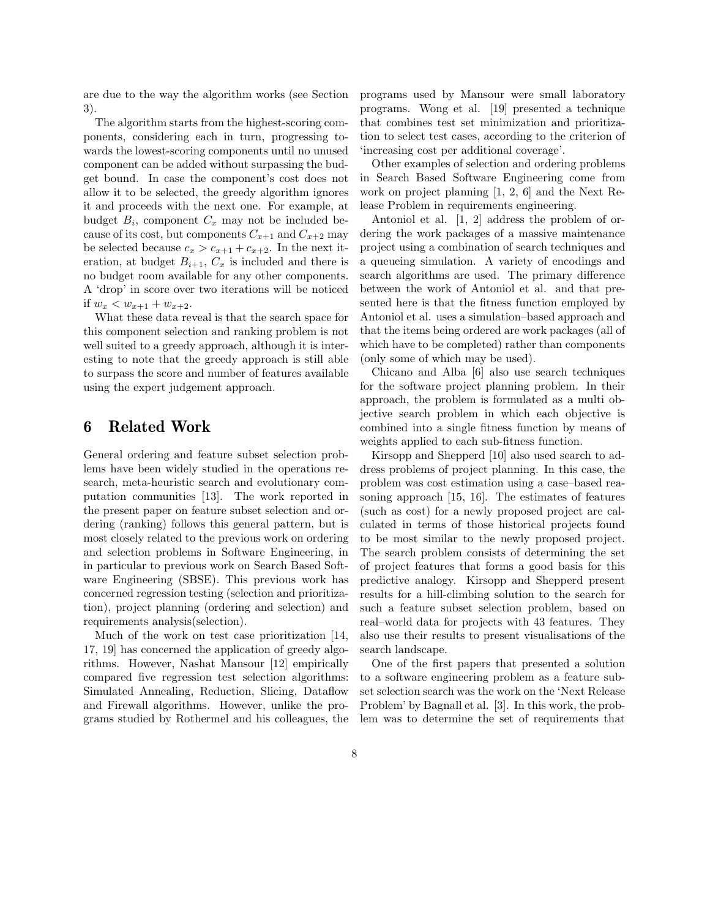are due to the way the algorithm works (see Section 3).

The algorithm starts from the highest-scoring components, considering each in turn, progressing towards the lowest-scoring components until no unused component can be added without surpassing the budget bound. In case the component's cost does not allow it to be selected, the greedy algorithm ignores it and proceeds with the next one. For example, at budget $B_i$, component $C_x$ may not be included because of its cost, but components $C_{x+1}$ and $C_{x+2}$ may be selected because $c_x > c_{x+1} + c_{x+2}$. In the next iteration, at budget $B_{i+1}$, $C_x$ is included and there is no budget room available for any other components. A 'drop' in score over two iterations will be noticed if $w_x < w_{x+1} + w_{x+2}$.

What these data reveal is that the search space for this component selection and ranking problem is not well suited to a greedy approach, although it is interesting to note that the greedy approach is still able to surpass the score and number of features available using the expert judgement approach.

# 6 Related Work

General ordering and feature subset selection problems have been widely studied in the operations research, meta-heuristic search and evolutionary computation communities [13]. The work reported in the present paper on feature subset selection and ordering (ranking) follows this general pattern, but is most closely related to the previous work on ordering and selection problems in Software Engineering, in in particular to previous work on Search Based Software Engineering (SBSE). This previous work has concerned regression testing (selection and prioritization), project planning (ordering and selection) and requirements analysis(selection).

Much of the work on test case prioritization [14, 17, 19] has concerned the application of greedy algorithms. However, Nashat Mansour [12] empirically compared five regression test selection algorithms: Simulated Annealing, Reduction, Slicing, Dataflow and Firewall algorithms. However, unlike the programs studied by Rothermel and his colleagues, the programs used by Mansour were small laboratory programs. Wong et al. [19] presented a technique that combines test set minimization and prioritization to select test cases, according to the criterion of 'increasing cost per additional coverage'.

Other examples of selection and ordering problems in Search Based Software Engineering come from work on project planning [1, 2, 6] and the Next Release Problem in requirements engineering.

Antoniol et al. [1, 2] address the problem of ordering the work packages of a massive maintenance project using a combination of search techniques and a queueing simulation. A variety of encodings and search algorithms are used. The primary difference between the work of Antoniol et al. and that presented here is that the fitness function employed by Antoniol et al. uses a simulation–based approach and that the items being ordered are work packages (all of which have to be completed) rather than components (only some of which may be used).

Chicano and Alba [6] also use search techniques for the software project planning problem. In their approach, the problem is formulated as a multi objective search problem in which each objective is combined into a single fitness function by means of weights applied to each sub-fitness function.

Kirsopp and Shepperd [10] also used search to address problems of project planning. In this case, the problem was cost estimation using a case–based reasoning approach [15, 16]. The estimates of features (such as cost) for a newly proposed project are calculated in terms of those historical projects found to be most similar to the newly proposed project. The search problem consists of determining the set of project features that forms a good basis for this predictive analogy. Kirsopp and Shepperd present results for a hill-climbing solution to the search for such a feature subset selection problem, based on real–world data for projects with 43 features. They also use their results to present visualisations of the search landscape.

One of the first papers that presented a solution to a software engineering problem as a feature subset selection search was the work on the 'Next Release Problem' by Bagnall et al. [3]. In this work, the problem was to determine the set of requirements that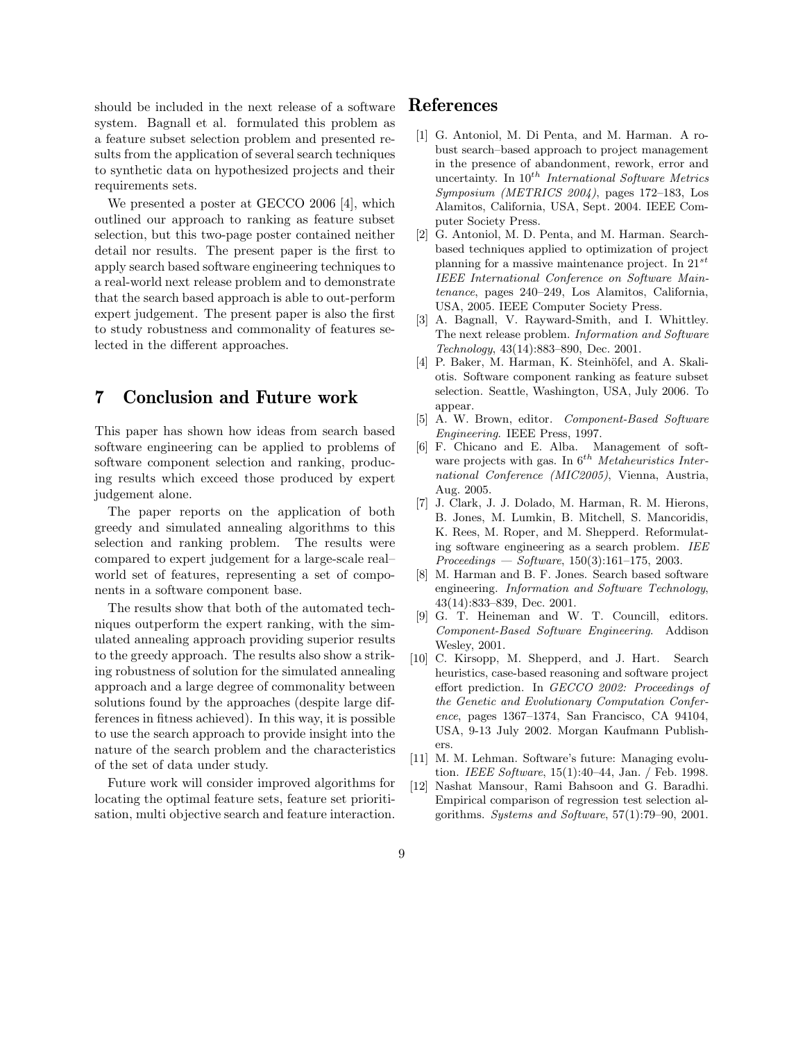should be included in the next release of a software system. Bagnall et al. formulated this problem as a feature subset selection problem and presented results from the application of several search techniques to synthetic data on hypothesized projects and their requirements sets.

We presented a poster at GECCO 2006 [4], which outlined our approach to ranking as feature subset selection, but this two-page poster contained neither detail nor results. The present paper is the first to apply search based software engineering techniques to a real-world next release problem and to demonstrate that the search based approach is able to out-perform expert judgement. The present paper is also the first to study robustness and commonality of features selected in the different approaches.

## 7 Conclusion and Future work

This paper has shown how ideas from search based software engineering can be applied to problems of software component selection and ranking, producing results which exceed those produced by expert judgement alone.

The paper reports on the application of both greedy and simulated annealing algorithms to this selection and ranking problem. The results were compared to expert judgement for a large-scale real–world set of features, representing a set of components in a software component base.

The results show that both of the automated techniques outperform the expert ranking, with the simulated annealing approach providing superior results to the greedy approach. The results also show a striking robustness of solution for the simulated annealing approach and a large degree of commonality between solutions found by the approaches (despite large differences in fitness achieved). In this way, it is possible to use the search approach to provide insight into the nature of the search problem and the characteristics of the set of data under study.

Future work will consider improved algorithms for locating the optimal feature sets, feature set prioritisation, multi objective search and feature interaction.

## References

[1] G. Antoniol, M. Di Penta, and M. Harman. A robust search–based approach to project management in the presence of abandonment, rework, error and uncertainty. In $10^{th}$ *International Software Metrics Symposium (METRICS 2004)*, pages 172–183, Los Alamitos, California, USA, Sept. 2004. IEEE Computer Society Press.

[2] G. Antoniol, M. D. Penta, and M. Harman. Search-based techniques applied to optimization of project planning for a massive maintenance project. In $21^{st}$ *IEEE International Conference on Software Maintenance*, pages 240–249, Los Alamitos, California, USA, 2005. IEEE Computer Society Press.

[3] A. Bagnall, V. Rayward-Smith, and I. Whittley. The next release problem. *Information and Software Technology*, 43(14):883–890, Dec. 2001.

[4] P. Baker, M. Harman, K. Steinhöfel, and A. Skaliotis. Software component ranking as feature subset selection. Seattle, Washington, USA, July 2006. To appear.

[5] A. W. Brown, editor. *Component-Based Software Engineering*. IEEE Press, 1997.

[6] F. Chicano and E. Alba. Management of software projects with gas. In $6^{th}$ *Metaheuristics International Conference (MIC2005)*, Vienna, Austria, Aug. 2005.

[7] J. Clark, J. J. Dolado, M. Harman, R. M. Hierons, B. Jones, M. Lumkin, B. Mitchell, S. Mancoridis, K. Rees, M. Roper, and M. Shepperd. Reformulating software engineering as a search problem. *IEE Proceedings — Software*, 150(3):161–175, 2003.

[8] M. Harman and B. F. Jones. Search based software engineering. *Information and Software Technology*, 43(14):833–839, Dec. 2001.

[9] G. T. Heineman and W. T. Councill, editors. *Component-Based Software Engineering*. Addison Wesley, 2001.

[10] C. Kirsopp, M. Shepperd, and J. Hart. Search heuristics, case-based reasoning and software project effort prediction. In *GECCO 2002: Proceedings of the Genetic and Evolutionary Computation Conference*, pages 1367–1374, San Francisco, CA 94104, USA, 9-13 July 2002. Morgan Kaufmann Publishers.

[11] M. M. Lehman. Software's future: Managing evolution. *IEEE Software*, 15(1):40–44, Jan. / Feb. 1998.

[12] Nashat Mansour, Rami Bahsoon and G. Baradhi. Empirical comparison of regression test selection algorithms. *Systems and Software*, 57(1):79–90, 2001.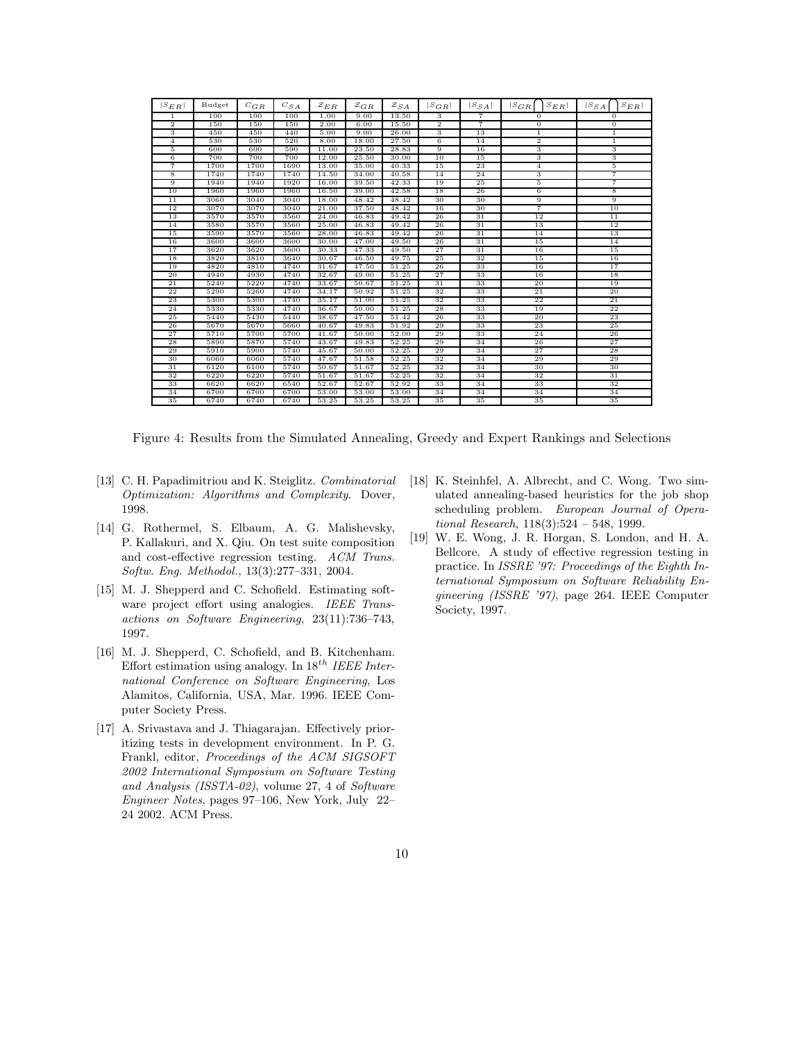| $\|S_{ER}\|$ | Budget | $c_{GR}$ | $c_{SA}$ | $z_{ER}$ | $z_{GR}$ | $z_{SA}$ | $\|S_{GR}\|$ | $\|S_{SA}\|$ | $\|S_{GR} \bigcap S_{ER}\|$ | $\|S_{SA} \bigcap S_{ER}\|$ |
|---|---|---|---|---|---|---|---|---|---|---|
| 1 | 100 | 100 | 100 | 1.00 | 9.00 | 13.50 | 3 | 7 | 0 | 0 |
| 2 | 150 | 150 | 150 | 2.00 | 6.00 | 15.50 | 2 | 7 | 0 | 0 |
| 3 | 450 | 450 | 440 | 5.00 | 9.00 | 26.00 | 3 | 13 | 1 | 1 |
| 4 | 530 | 530 | 520 | 8.00 | 18.00 | 27.50 | 6 | 14 | 2 | 1 |
| 5 | 600 | 600 | 590 | 11.00 | 23.50 | 28.83 | 9 | 16 | 3 | 3 |
| 6 | 700 | 700 | 700 | 12.00 | 25.50 | 30.00 | 10 | 15 | 3 | 3 |
| 7 | 1700 | 1700 | 1690 | 13.00 | 35.00 | 40.33 | 15 | 23 | 4 | 5 |
| 8 | 1740 | 1740 | 1740 | 14.50 | 34.00 | 40.58 | 14 | 24 | 3 | 7 |
| 9 | 1940 | 1940 | 1920 | 16.00 | 39.50 | 42.33 | 19 | 25 | 5 | 7 |
| 10 | 1960 | 1960 | 1960 | 16.50 | 39.00 | 42.58 | 18 | 26 | 6 | 8 |
| 11 | 3060 | 3040 | 3040 | 18.00 | 48.42 | 48.42 | 30 | 30 | 9 | 9 |
| 12 | 3070 | 3070 | 3040 | 21.00 | 37.50 | 48.42 | 16 | 30 | 7 | 10 |
| 13 | 3570 | 3570 | 3560 | 24.00 | 46.83 | 49.42 | 26 | 31 | 12 | 11 |
| 14 | 3580 | 3570 | 3560 | 25.00 | 46.83 | 49.42 | 26 | 31 | 13 | 12 |
| 15 | 3590 | 3570 | 3560 | 28.00 | 46.83 | 49.42 | 26 | 31 | 14 | 13 |
| 16 | 3600 | 3600 | 3600 | 30.00 | 47.00 | 49.50 | 26 | 31 | 15 | 14 |
| 17 | 3620 | 3620 | 3600 | 30.33 | 47.33 | 49.50 | 27 | 31 | 16 | 15 |
| 18 | 3820 | 3810 | 3640 | 30.67 | 46.50 | 49.75 | 25 | 32 | 15 | 16 |
| 19 | 4820 | 4810 | 4740 | 31.67 | 47.50 | 51.25 | 26 | 33 | 16 | 17 |
| 20 | 4940 | 4930 | 4740 | 32.67 | 49.00 | 51.25 | 27 | 33 | 16 | 18 |
| 21 | 5240 | 5220 | 4740 | 33.67 | 50.67 | 51.25 | 31 | 33 | 20 | 19 |
| 22 | 5290 | 5260 | 4740 | 34.17 | 50.92 | 51.25 | 32 | 33 | 21 | 20 |
| 23 | 5300 | 5300 | 4740 | 35.17 | 51.00 | 51.25 | 32 | 33 | 22 | 21 |
| 24 | 5330 | 5330 | 4740 | 36.67 | 50.00 | 51.25 | 28 | 33 | 19 | 22 |
| 25 | 5440 | 5430 | 5440 | 38.67 | 47.50 | 51.42 | 26 | 33 | 20 | 23 |
| 26 | 5670 | 5670 | 5660 | 40.67 | 49.83 | 51.92 | 29 | 33 | 23 | 25 |
| 27 | 5710 | 5700 | 5700 | 41.67 | 50.00 | 52.00 | 29 | 33 | 24 | 26 |
| 28 | 5890 | 5870 | 5740 | 43.67 | 49.83 | 52.25 | 29 | 34 | 26 | 27 |
| 29 | 5910 | 5900 | 5740 | 45.67 | 50.00 | 52.25 | 29 | 34 | 27 | 28 |
| 30 | 6060 | 6060 | 5740 | 47.67 | 51.58 | 52.25 | 32 | 34 | 29 | 29 |
| 31 | 6120 | 6100 | 5740 | 50.67 | 51.67 | 52.25 | 32 | 34 | 30 | 30 |
| 32 | 6220 | 6220 | 5740 | 51.67 | 51.67 | 52.25 | 32 | 34 | 32 | 31 |
| 33 | 6620 | 6620 | 6540 | 52.67 | 52.67 | 52.92 | 33 | 34 | 33 | 32 |
| 34 | 6700 | 6700 | 6700 | 53.00 | 53.00 | 53.00 | 34 | 34 | 34 | 34 |
| 35 | 6740 | 6740 | 6740 | 53.25 | 53.25 | 53.25 | 35 | 35 | 35 | 35 |

Figure 4: Results from the Simulated Annealing, Greedy and Expert Rankings and Selections

[13] C. H. Papadimitriou and K. Steiglitz. *Combinatorial Optimization: Algorithms and Complexity*. Dover, 1998.

[14] G. Rothermel, S. Elbaum, A. G. Malishevsky, P. Kallakuri, and X. Qiu. On test suite composition and cost-effective regression testing. *ACM Trans. Softw. Eng. Methodol.*, 13(3):277–331, 2004.

[15] M. J. Shepperd and C. Schofield. Estimating software project effort using analogies. *IEEE Transactions on Software Engineering*, 23(11):736–743, 1997.

[16] M. J. Shepperd, C. Schofield, and B. Kitchenham. Effort estimation using analogy. In $18^{th}$ *IEEE International Conference on Software Engineering*, Los Alamitos, California, USA, Mar. 1996. IEEE Computer Society Press.

[17] A. Srivastava and J. Thiagarajan. Effectively prioritizing tests in development environment. In P. G. Frankl, editor, *Proceedings of the ACM SIGSOFT 2002 International Symposium on Software Testing and Analysis (ISSTA-02)*, volume 27, 4 of *Software Engineer Notes*, pages 97–106, New York, July 22–24 2002. ACM Press.

[18] K. Steinhfel, A. Albrecht, and C. Wong. Two simulated annealing-based heuristics for the job shop scheduling problem. *European Journal of Operational Research*, 118(3):524 – 548, 1999.

[19] W. E. Wong, J. R. Horgan, S. London, and H. A. Bellcore. A study of effective regression testing in practice. In *ISSRE '97: Proceedings of the Eighth International Symposium on Software Reliability Engineering (ISSRE '97)*, page 264. IEEE Computer Society, 1997.